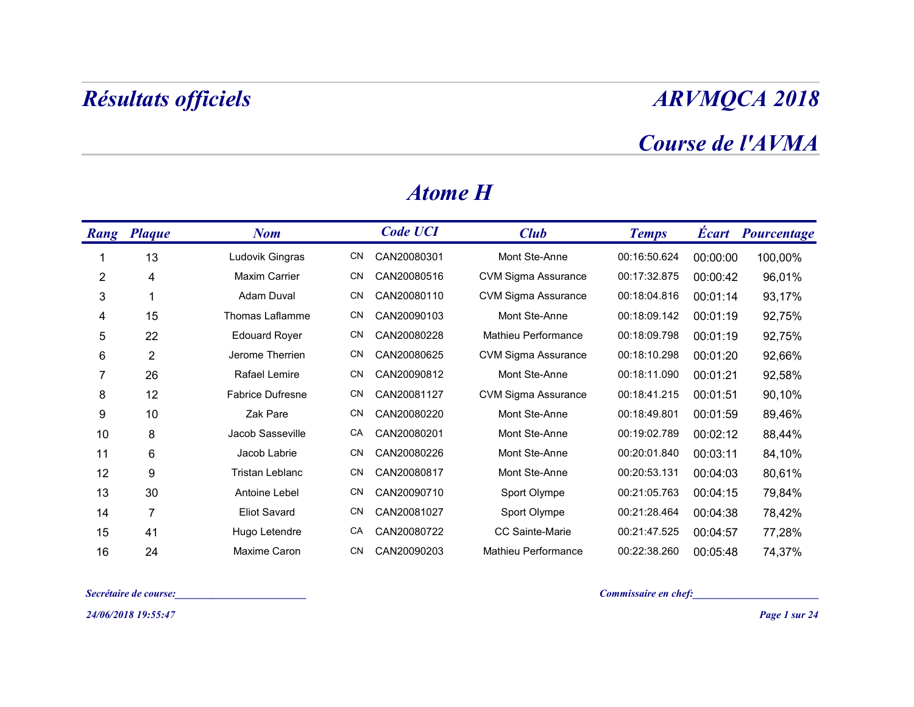# Résultats officiels

# ARVMQCA 2018

## Course de l'AVMA

### Atome H

| Rang | Plaque | Nom | | Code UCI | Club | Temps | Écart | Pourcentage |
|---|---|---|---|---|---|---|---|---|
| 1 | 13 | Ludovik Gingras | CN | CAN20080301 | Mont Ste-Anne | 00:16:50.624 | 00:00:00 | 100,00% |
| 2 | 4 | Maxim Carrier | CN | CAN20080516 | CVM Sigma Assurance | 00:17:32.875 | 00:00:42 | 96,01% |
| 3 | 1 | Adam Duval | CN | CAN20080110 | CVM Sigma Assurance | 00:18:04.816 | 00:01:14 | 93,17% |
| 4 | 15 | Thomas Laflamme | CN | CAN20090103 | Mont Ste-Anne | 00:18:09.142 | 00:01:19 | 92,75% |
| 5 | 22 | Edouard Royer | CN | CAN20080228 | Mathieu Performance | 00:18:09.798 | 00:01:19 | 92,75% |
| 6 | 2 | Jerome Therrien | CN | CAN20080625 | CVM Sigma Assurance | 00:18:10.298 | 00:01:20 | 92,66% |
| 7 | 26 | Rafael Lemire | CN | CAN20090812 | Mont Ste-Anne | 00:18:11.090 | 00:01:21 | 92,58% |
| 8 | 12 | Fabrice Dufresne | CN | CAN20081127 | CVM Sigma Assurance | 00:18:41.215 | 00:01:51 | 90,10% |
| 9 | 10 | Zak Pare | CN | CAN20080220 | Mont Ste-Anne | 00:18:49.801 | 00:01:59 | 89,46% |
| 10 | 8 | Jacob Sasseville | CA | CAN20080201 | Mont Ste-Anne | 00:19:02.789 | 00:02:12 | 88,44% |
| 11 | 6 | Jacob Labrie | CN | CAN20080226 | Mont Ste-Anne | 00:20:01.840 | 00:03:11 | 84,10% |
| 12 | 9 | Tristan Leblanc | CN | CAN20080817 | Mont Ste-Anne | 00:20:53.131 | 00:04:03 | 80,61% |
| 13 | 30 | Antoine Lebel | CN | CAN20090710 | Sport Olympe | 00:21:05.763 | 00:04:15 | 79,84% |
| 14 | 7 | Eliot Savard | CN | CAN20081027 | Sport Olympe | 00:21:28.464 | 00:04:38 | 78,42% |
| 15 | 41 | Hugo Letendre | CA | CAN20080722 | CC Sainte-Marie | 00:21:47.525 | 00:04:57 | 77,28% |
| 16 | 24 | Maxime Caron | CN | CAN20090203 | Mathieu Performance | 00:22:38.260 | 00:05:48 | 74,37% |

*Secrétaire de course:________________________*

*Commissaire en chef:________________________*

*24/06/2018 19:55:47*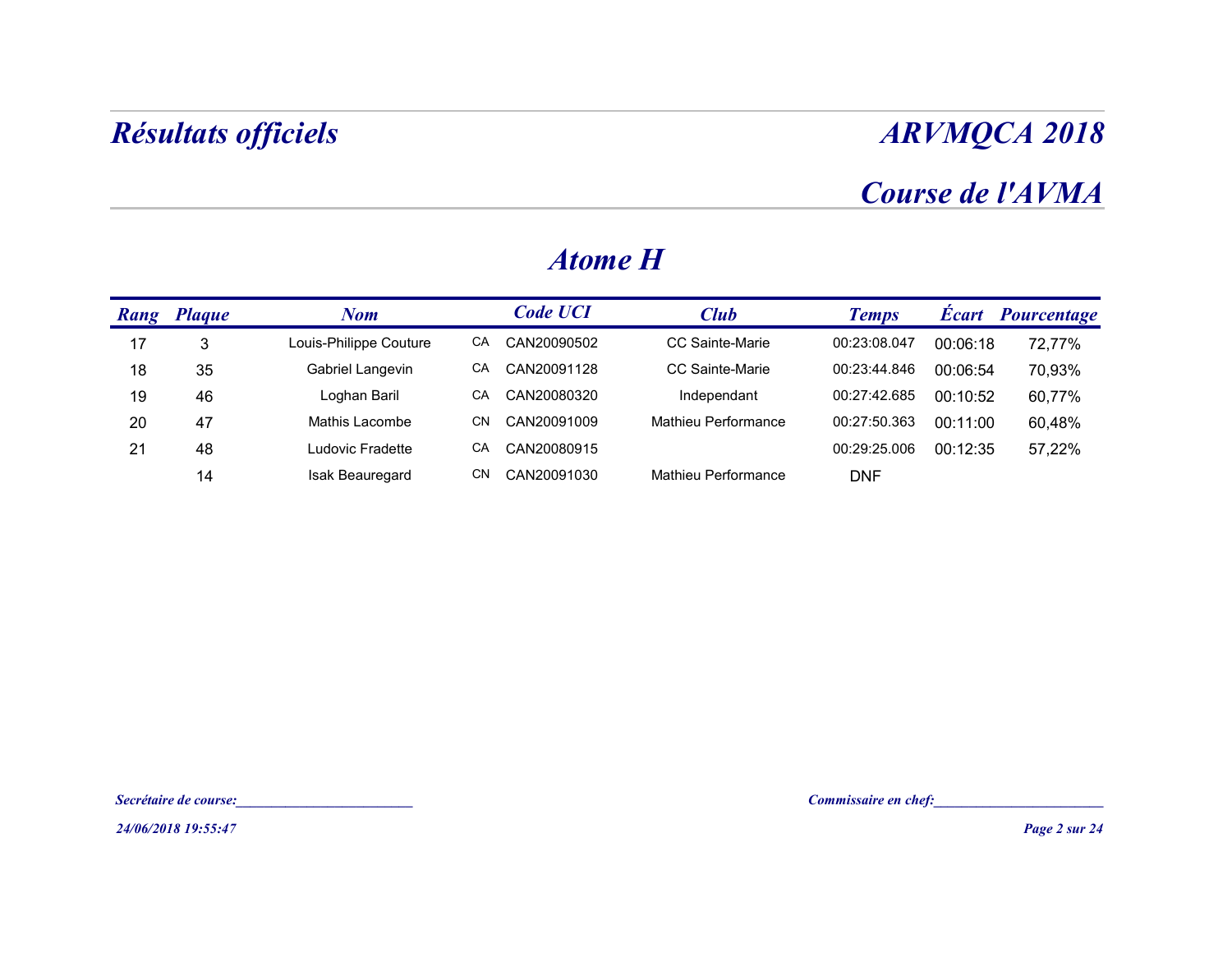# Résultats officiels

## ARVMQCA 2018

## Course de l'AVMA

### Atome H

| Rang | Plaque | Nom | | Code UCI | Club | Temps | Écart | Pourcentage |
|---|---|---|---|---|---|---|---|---|
| 17 | 3 | Louis-Philippe Couture | CA | CAN20090502 | CC Sainte-Marie | 00:23:08.047 | 00:06:18 | 72,77% |
| 18 | 35 | Gabriel Langevin | CA | CAN20091128 | CC Sainte-Marie | 00:23:44.846 | 00:06:54 | 70,93% |
| 19 | 46 | Loghan Baril | CA | CAN20080320 | Independant | 00:27:42.685 | 00:10:52 | 60,77% |
| 20 | 47 | Mathis Lacombe | CN | CAN20091009 | Mathieu Performance | 00:27:50.363 | 00:11:00 | 60,48% |
| 21 | 48 | Ludovic Fradette | CA | CAN20080915 | | 00:29:25.006 | 00:12:35 | 57,22% |
| | 14 | Isak Beauregard | CN | CAN20091030 | Mathieu Performance | DNF | | |

*Secrétaire de course:________________________*

*Commissaire en chef:_______________________*

*24/06/2018 19:55:47*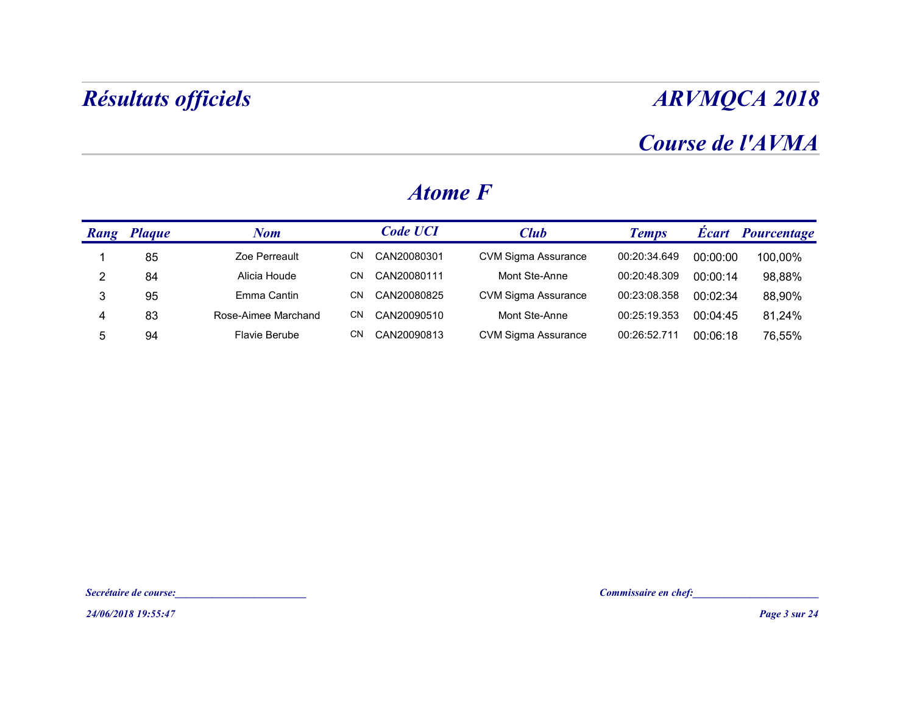# Résultats officiels

# ARVMQCA 2018

## Course de l'AVMA

## Atome F

| Rang | Plaque | Nom | | Code UCI | Club | Temps | Écart | Pourcentage |
|---|---|---|---|---|---|---|---|---|
| 1 | 85 | Zoe Perreault | CN | CAN20080301 | CVM Sigma Assurance | 00:20:34.649 | 00:00:00 | 100,00% |
| 2 | 84 | Alicia Houde | CN | CAN20080111 | Mont Ste-Anne | 00:20:48.309 | 00:00:14 | 98,88% |
| 3 | 95 | Emma Cantin | CN | CAN20080825 | CVM Sigma Assurance | 00:23:08.358 | 00:02:34 | 88,90% |
| 4 | 83 | Rose-Aimee Marchand | CN | CAN20090510 | Mont Ste-Anne | 00:25:19.353 | 00:04:45 | 81,24% |
| 5 | 94 | Flavie Berube | CN | CAN20090813 | CVM Sigma Assurance | 00:26:52.711 | 00:06:18 | 76,55% |

*Secrétaire de course:________________________*

*Commissaire en chef:________________________*

*24/06/2018 19:55:47*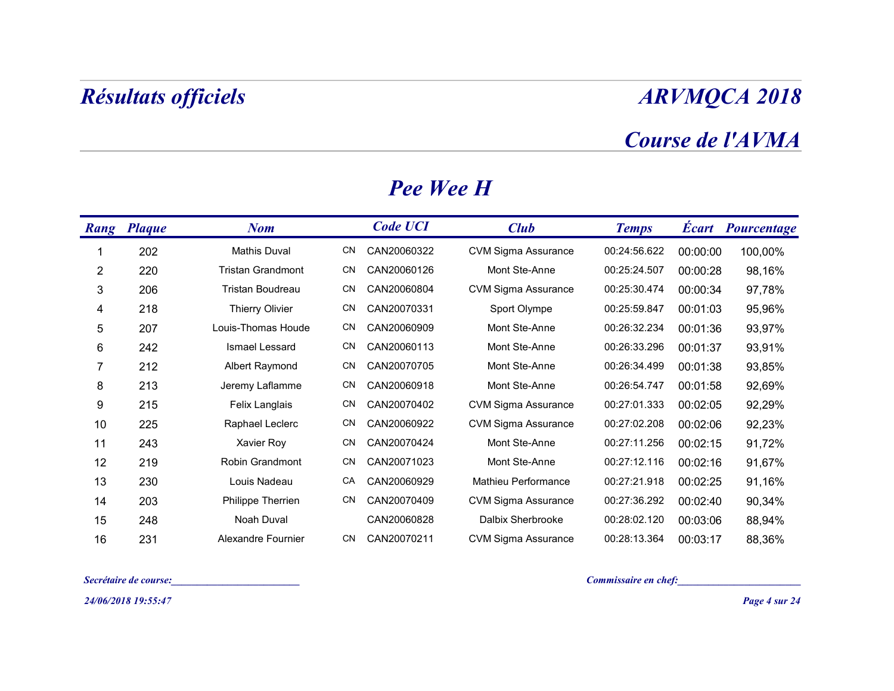# Résultats officiels

# ARVMQCA 2018

## Course de l'AVMA

## Pee Wee H

| Rang | Plaque | Nom | | Code UCI | Club | Temps | Écart | Pourcentage |
|---|---|---|---|---|---|---|---|---|
| 1 | 202 | Mathis Duval | CN | CAN20060322 | CVM Sigma Assurance | 00:24:56.622 | 00:00:00 | 100,00% |
| 2 | 220 | Tristan Grandmont | CN | CAN20060126 | Mont Ste-Anne | 00:25:24.507 | 00:00:28 | 98,16% |
| 3 | 206 | Tristan Boudreau | CN | CAN20060804 | CVM Sigma Assurance | 00:25:30.474 | 00:00:34 | 97,78% |
| 4 | 218 | Thierry Olivier | CN | CAN20070331 | Sport Olympe | 00:25:59.847 | 00:01:03 | 95,96% |
| 5 | 207 | Louis-Thomas Houde | CN | CAN20060909 | Mont Ste-Anne | 00:26:32.234 | 00:01:36 | 93,97% |
| 6 | 242 | Ismael Lessard | CN | CAN20060113 | Mont Ste-Anne | 00:26:33.296 | 00:01:37 | 93,91% |
| 7 | 212 | Albert Raymond | CN | CAN20070705 | Mont Ste-Anne | 00:26:34.499 | 00:01:38 | 93,85% |
| 8 | 213 | Jeremy Laflamme | CN | CAN20060918 | Mont Ste-Anne | 00:26:54.747 | 00:01:58 | 92,69% |
| 9 | 215 | Felix Langlais | CN | CAN20070402 | CVM Sigma Assurance | 00:27:01.333 | 00:02:05 | 92,29% |
| 10 | 225 | Raphael Leclerc | CN | CAN20060922 | CVM Sigma Assurance | 00:27:02.208 | 00:02:06 | 92,23% |
| 11 | 243 | Xavier Roy | CN | CAN20070424 | Mont Ste-Anne | 00:27:11.256 | 00:02:15 | 91,72% |
| 12 | 219 | Robin Grandmont | CN | CAN20071023 | Mont Ste-Anne | 00:27:12.116 | 00:02:16 | 91,67% |
| 13 | 230 | Louis Nadeau | CA | CAN20060929 | Mathieu Performance | 00:27:21.918 | 00:02:25 | 91,16% |
| 14 | 203 | Philippe Therrien | CN | CAN20070409 | CVM Sigma Assurance | 00:27:36.292 | 00:02:40 | 90,34% |
| 15 | 248 | Noah Duval | | CAN20060828 | Dalbix Sherbrooke | 00:28:02.120 | 00:03:06 | 88,94% |
| 16 | 231 | Alexandre Fournier | CN | CAN20070211 | CVM Sigma Assurance | 00:28:13.364 | 00:03:17 | 88,36% |

*Secrétaire de course:________________________*

*Commissaire en chef:________________________*

*24/06/2018 19:55:47*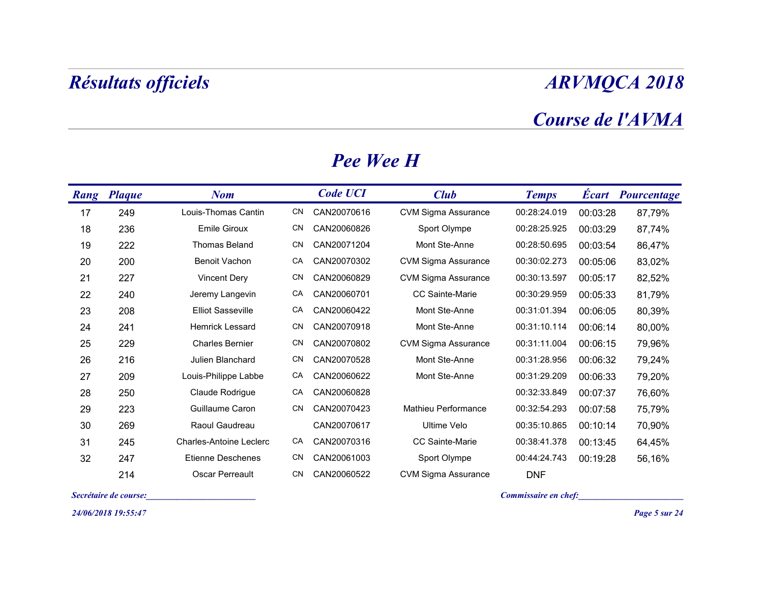# Résultats officiels

# ARVMQCA 2018

## Course de l'AVMA

### Pee Wee H

| Rang | Plaque | Nom | | Code UCI | Club | Temps | Écart | Pourcentage |
|---|---|---|---|---|---|---|---|---|
| 17 | 249 | Louis-Thomas Cantin | CN | CAN20070616 | CVM Sigma Assurance | 00:28:24.019 | 00:03:28 | 87,79% |
| 18 | 236 | Emile Giroux | CN | CAN20060826 | Sport Olympe | 00:28:25.925 | 00:03:29 | 87,74% |
| 19 | 222 | Thomas Beland | CN | CAN20071204 | Mont Ste-Anne | 00:28:50.695 | 00:03:54 | 86,47% |
| 20 | 200 | Benoit Vachon | CA | CAN20070302 | CVM Sigma Assurance | 00:30:02.273 | 00:05:06 | 83,02% |
| 21 | 227 | Vincent Dery | CN | CAN20060829 | CVM Sigma Assurance | 00:30:13.597 | 00:05:17 | 82,52% |
| 22 | 240 | Jeremy Langevin | CA | CAN20060701 | CC Sainte-Marie | 00:30:29.959 | 00:05:33 | 81,79% |
| 23 | 208 | Elliot Sasseville | CA | CAN20060422 | Mont Ste-Anne | 00:31:01.394 | 00:06:05 | 80,39% |
| 24 | 241 | Hemrick Lessard | CN | CAN20070918 | Mont Ste-Anne | 00:31:10.114 | 00:06:14 | 80,00% |
| 25 | 229 | Charles Bernier | CN | CAN20070802 | CVM Sigma Assurance | 00:31:11.004 | 00:06:15 | 79,96% |
| 26 | 216 | Julien Blanchard | CN | CAN20070528 | Mont Ste-Anne | 00:31:28.956 | 00:06:32 | 79,24% |
| 27 | 209 | Louis-Philippe Labbe | CA | CAN20060622 | Mont Ste-Anne | 00:31:29.209 | 00:06:33 | 79,20% |
| 28 | 250 | Claude Rodrigue | CA | CAN20060828 | | 00:32:33.849 | 00:07:37 | 76,60% |
| 29 | 223 | Guillaume Caron | CN | CAN20070423 | Mathieu Performance | 00:32:54.293 | 00:07:58 | 75,79% |
| 30 | 269 | Raoul Gaudreau | | CAN20070617 | Ultime Velo | 00:35:10.865 | 00:10:14 | 70,90% |
| 31 | 245 | Charles-Antoine Leclerc | CA | CAN20070316 | CC Sainte-Marie | 00:38:41.378 | 00:13:45 | 64,45% |
| 32 | 247 | Etienne Deschenes | CN | CAN20061003 | Sport Olympe | 00:44:24.743 | 00:19:28 | 56,16% |
| | 214 | Oscar Perreault | CN | CAN20060522 | CVM Sigma Assurance | DNF | | |

*Secrétaire de course:________________________*

*Commissaire en chef:________________________*

*24/06/2018 19:55:47*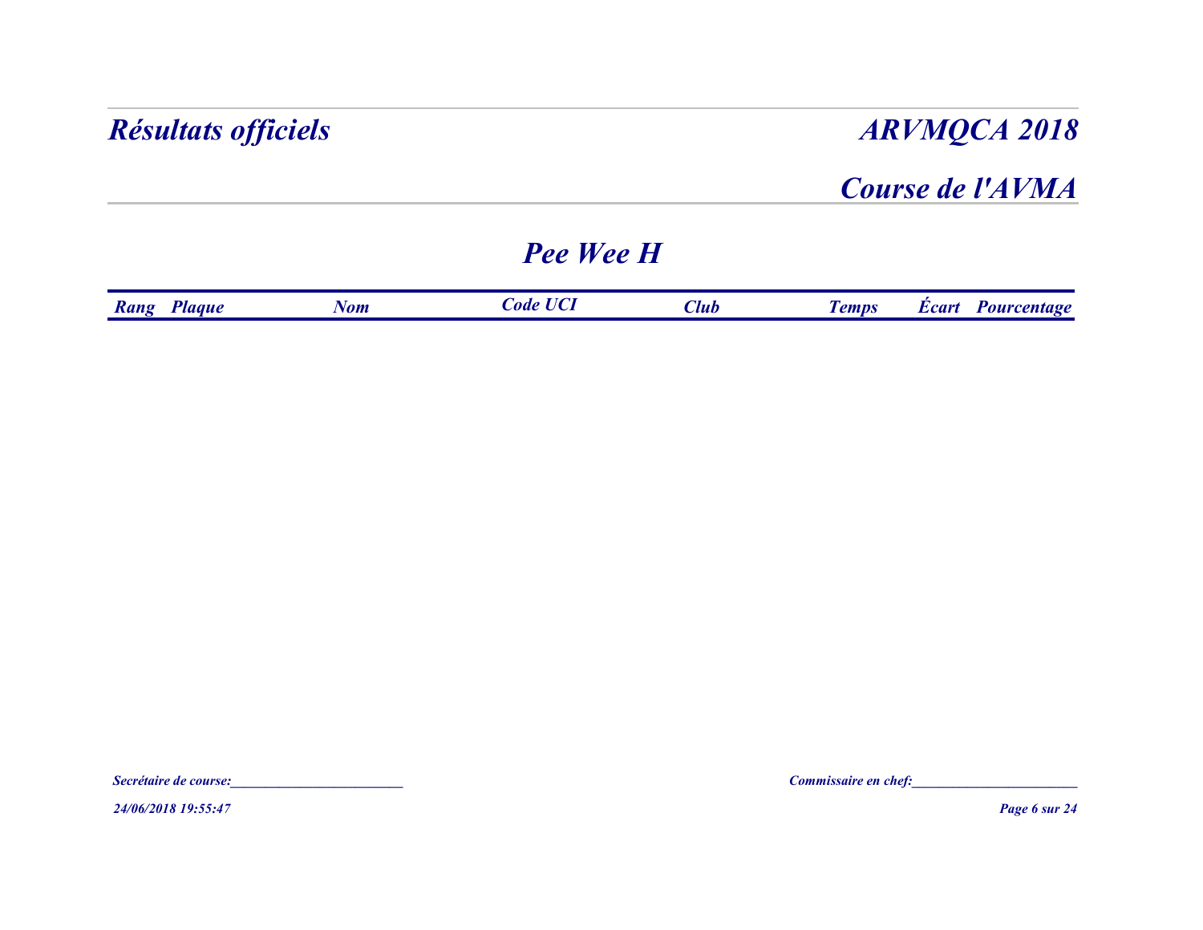# Résultats officiels

# ARVMQCA 2018

## Course de l'AVMA

## Pee Wee H

| Rang | Plaque | Nom | Code UCI | Club | Temps | Écart | Pourcentage |
|---|---|---|---|---|---|---|---|

Secrétaire de course:_________________________

Commissaire en chef:________________________

24/06/2018 19:55:47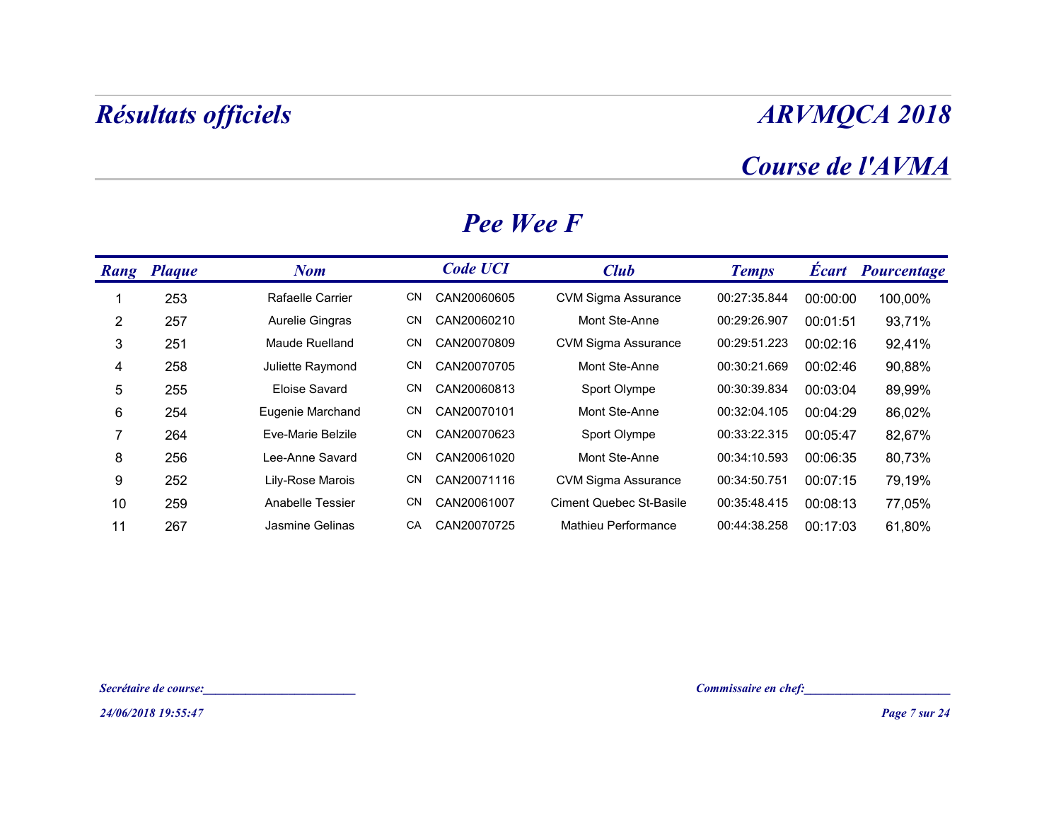# Résultats officiels

# ARVMQCA 2018

## Course de l'AVMA

### Pee Wee F

| Rang | Plaque | Nom | | Code UCI | Club | Temps | Écart | Pourcentage |
|---|---|---|---|---|---|---|---|---|
| 1 | 253 | Rafaelle Carrier | CN | CAN20060605 | CVM Sigma Assurance | 00:27:35.844 | 00:00:00 | 100,00% |
| 2 | 257 | Aurelie Gingras | CN | CAN20060210 | Mont Ste-Anne | 00:29:26.907 | 00:01:51 | 93,71% |
| 3 | 251 | Maude Ruelland | CN | CAN20070809 | CVM Sigma Assurance | 00:29:51.223 | 00:02:16 | 92,41% |
| 4 | 258 | Juliette Raymond | CN | CAN20070705 | Mont Ste-Anne | 00:30:21.669 | 00:02:46 | 90,88% |
| 5 | 255 | Eloise Savard | CN | CAN20060813 | Sport Olympe | 00:30:39.834 | 00:03:04 | 89,99% |
| 6 | 254 | Eugenie Marchand | CN | CAN20070101 | Mont Ste-Anne | 00:32:04.105 | 00:04:29 | 86,02% |
| 7 | 264 | Eve-Marie Belzile | CN | CAN20070623 | Sport Olympe | 00:33:22.315 | 00:05:47 | 82,67% |
| 8 | 256 | Lee-Anne Savard | CN | CAN20061020 | Mont Ste-Anne | 00:34:10.593 | 00:06:35 | 80,73% |
| 9 | 252 | Lily-Rose Marois | CN | CAN20071116 | CVM Sigma Assurance | 00:34:50.751 | 00:07:15 | 79,19% |
| 10 | 259 | Anabelle Tessier | CN | CAN20061007 | Ciment Quebec St-Basile | 00:35:48.415 | 00:08:13 | 77,05% |
| 11 | 267 | Jasmine Gelinas | CA | CAN20070725 | Mathieu Performance | 00:44:38.258 | 00:17:03 | 61,80% |

*Secrétaire de course:________________________* *Commissaire en chef:________________________*

*24/06/2018 19:55:47*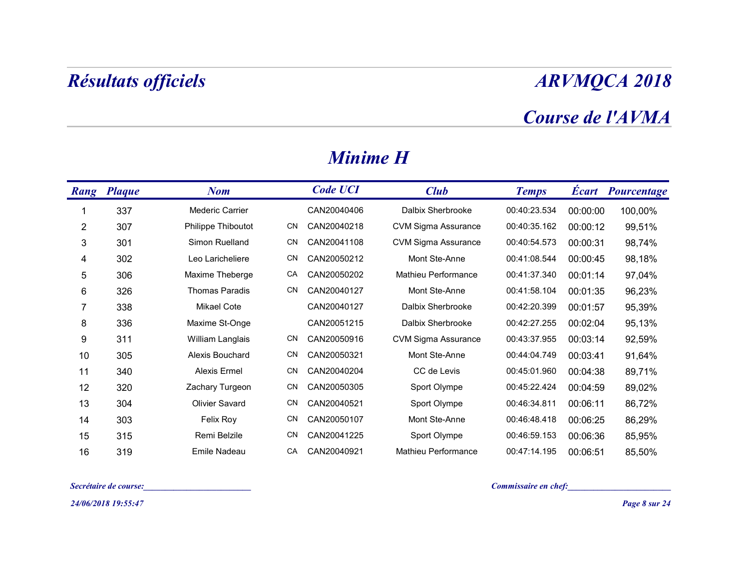# Résultats officiels

# ARVMQCA 2018

## Course de l'AVMA

## Minime H

| Rang | Plaque | Nom | | Code UCI | Club | Temps | Écart | Pourcentage |
|---|---|---|---|---|---|---|---|---|
| 1 | 337 | Mederic Carrier | | CAN20040406 | Dalbix Sherbrooke | 00:40:23.534 | 00:00:00 | 100,00% |
| 2 | 307 | Philippe Thiboutot | CN | CAN20040218 | CVM Sigma Assurance | 00:40:35.162 | 00:00:12 | 99,51% |
| 3 | 301 | Simon Ruelland | CN | CAN20041108 | CVM Sigma Assurance | 00:40:54.573 | 00:00:31 | 98,74% |
| 4 | 302 | Leo Laricheliere | CN | CAN20050212 | Mont Ste-Anne | 00:41:08.544 | 00:00:45 | 98,18% |
| 5 | 306 | Maxime Theberge | CA | CAN20050202 | Mathieu Performance | 00:41:37.340 | 00:01:14 | 97,04% |
| 6 | 326 | Thomas Paradis | CN | CAN20040127 | Mont Ste-Anne | 00:41:58.104 | 00:01:35 | 96,23% |
| 7 | 338 | Mikael Cote | | CAN20040127 | Dalbix Sherbrooke | 00:42:20.399 | 00:01:57 | 95,39% |
| 8 | 336 | Maxime St-Onge | | CAN20051215 | Dalbix Sherbrooke | 00:42:27.255 | 00:02:04 | 95,13% |
| 9 | 311 | William Langlais | CN | CAN20050916 | CVM Sigma Assurance | 00:43:37.955 | 00:03:14 | 92,59% |
| 10 | 305 | Alexis Bouchard | CN | CAN20050321 | Mont Ste-Anne | 00:44:04.749 | 00:03:41 | 91,64% |
| 11 | 340 | Alexis Ermel | CN | CAN20040204 | CC de Levis | 00:45:01.960 | 00:04:38 | 89,71% |
| 12 | 320 | Zachary Turgeon | CN | CAN20050305 | Sport Olympe | 00:45:22.424 | 00:04:59 | 89,02% |
| 13 | 304 | Olivier Savard | CN | CAN20040521 | Sport Olympe | 00:46:34.811 | 00:06:11 | 86,72% |
| 14 | 303 | Felix Roy | CN | CAN20050107 | Mont Ste-Anne | 00:46:48.418 | 00:06:25 | 86,29% |
| 15 | 315 | Remi Belzile | CN | CAN20041225 | Sport Olympe | 00:46:59.153 | 00:06:36 | 85,95% |
| 16 | 319 | Emile Nadeau | CA | CAN20040921 | Mathieu Performance | 00:47:14.195 | 00:06:51 | 85,50% |

*Secrétaire de course:________________________*

*Commissaire en chef:________________________*

*24/06/2018 19:55:47*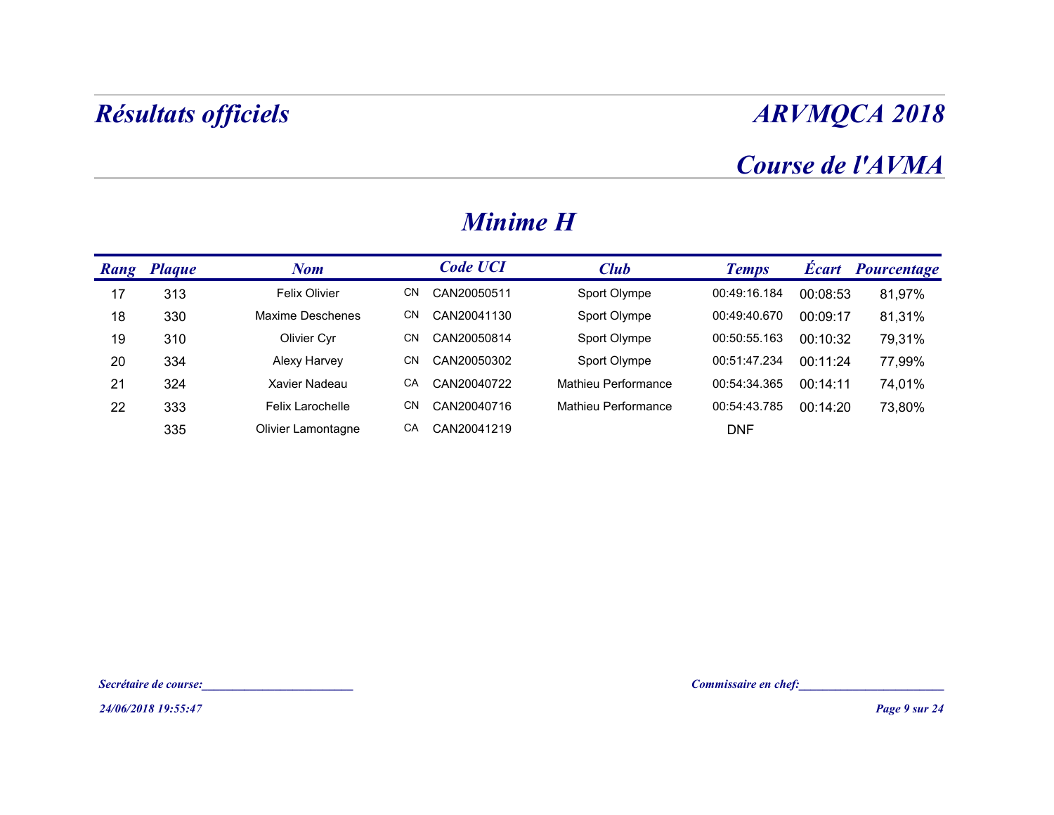# Résultats officiels

# ARVMQCA 2018

## Course de l'AVMA

## Minime H

| Rang | Plaque | Nom | | Code UCI | Club | Temps | Écart | Pourcentage |
|---|---|---|---|---|---|---|---|---|
| 17 | 313 | Felix Olivier | CN | CAN20050511 | Sport Olympe | 00:49:16.184 | 00:08:53 | 81,97% |
| 18 | 330 | Maxime Deschenes | CN | CAN20041130 | Sport Olympe | 00:49:40.670 | 00:09:17 | 81,31% |
| 19 | 310 | Olivier Cyr | CN | CAN20050814 | Sport Olympe | 00:50:55.163 | 00:10:32 | 79,31% |
| 20 | 334 | Alexy Harvey | CN | CAN20050302 | Sport Olympe | 00:51:47.234 | 00:11:24 | 77,99% |
| 21 | 324 | Xavier Nadeau | CA | CAN20040722 | Mathieu Performance | 00:54:34.365 | 00:14:11 | 74,01% |
| 22 | 333 | Felix Larochelle | CN | CAN20040716 | Mathieu Performance | 00:54:43.785 | 00:14:20 | 73,80% |
| | 335 | Olivier Lamontagne | CA | CAN20041219 | | DNF | | |

*Secrétaire de course:________________________*

*Commissaire en chef:________________________*

*24/06/2018 19:55:47*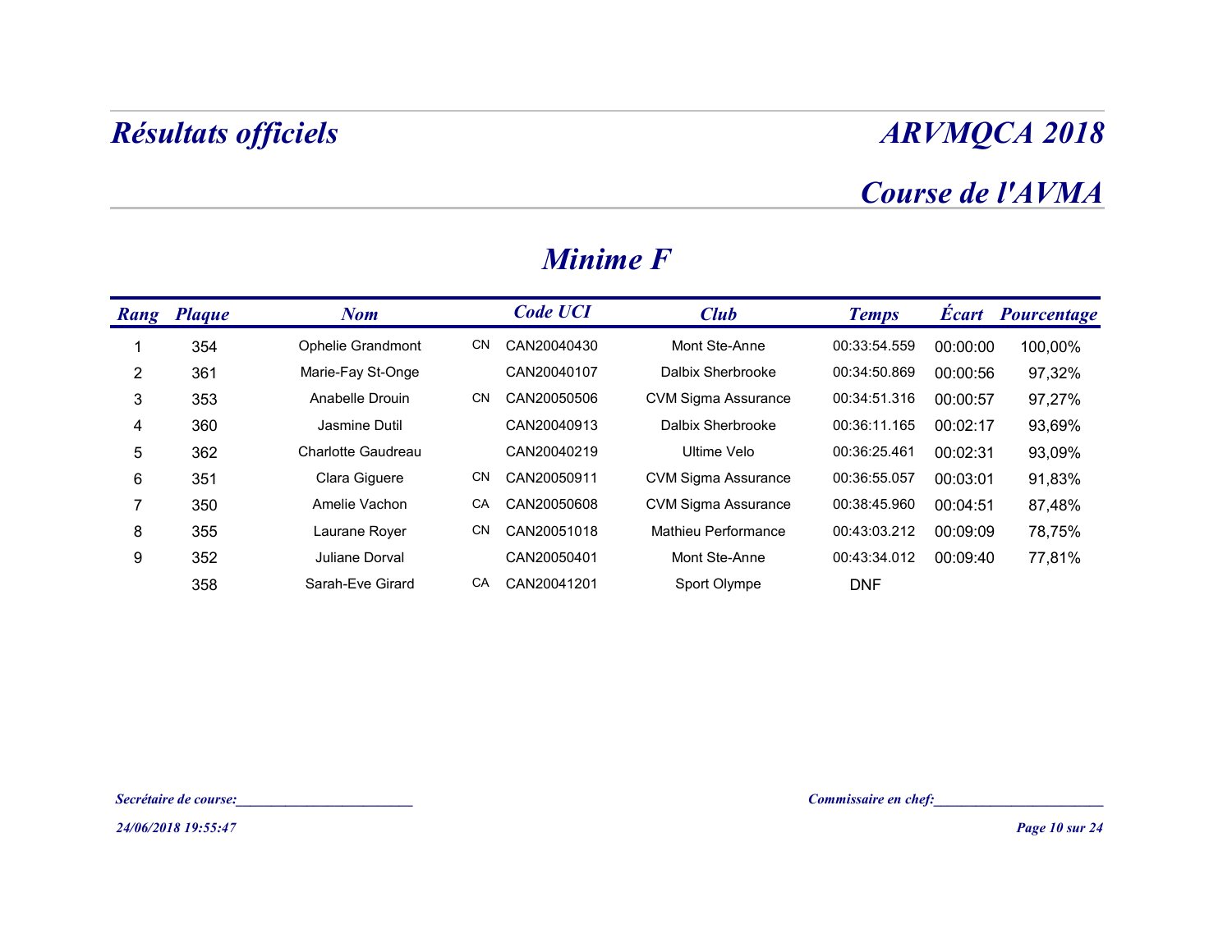# Résultats officiels

# ARVMQCA 2018

## Course de l'AVMA

## Minime F

| Rang | Plaque | Nom | | Code UCI | Club | Temps | Écart | Pourcentage |
|---|---|---|---|---|---|---|---|---|
| 1 | 354 | Ophelie Grandmont | CN | CAN20040430 | Mont Ste-Anne | 00:33:54.559 | 00:00:00 | 100,00% |
| 2 | 361 | Marie-Fay St-Onge | | CAN20040107 | Dalbix Sherbrooke | 00:34:50.869 | 00:00:56 | 97,32% |
| 3 | 353 | Anabelle Drouin | CN | CAN20050506 | CVM Sigma Assurance | 00:34:51.316 | 00:00:57 | 97,27% |
| 4 | 360 | Jasmine Dutil | | CAN20040913 | Dalbix Sherbrooke | 00:36:11.165 | 00:02:17 | 93,69% |
| 5 | 362 | Charlotte Gaudreau | | CAN20040219 | Ultime Velo | 00:36:25.461 | 00:02:31 | 93,09% |
| 6 | 351 | Clara Giguere | CN | CAN20050911 | CVM Sigma Assurance | 00:36:55.057 | 00:03:01 | 91,83% |
| 7 | 350 | Amelie Vachon | CA | CAN20050608 | CVM Sigma Assurance | 00:38:45.960 | 00:04:51 | 87,48% |
| 8 | 355 | Laurane Royer | CN | CAN20051018 | Mathieu Performance | 00:43:03.212 | 00:09:09 | 78,75% |
| 9 | 352 | Juliane Dorval | | CAN20050401 | Mont Ste-Anne | 00:43:34.012 | 00:09:40 | 77,81% |
| | 358 | Sarah-Eve Girard | CA | CAN20041201 | Sport Olympe | DNF | | |

*Secrétaire de course:________________________*

*Commissaire en chef:________________________*

*24/06/2018 19:55:47*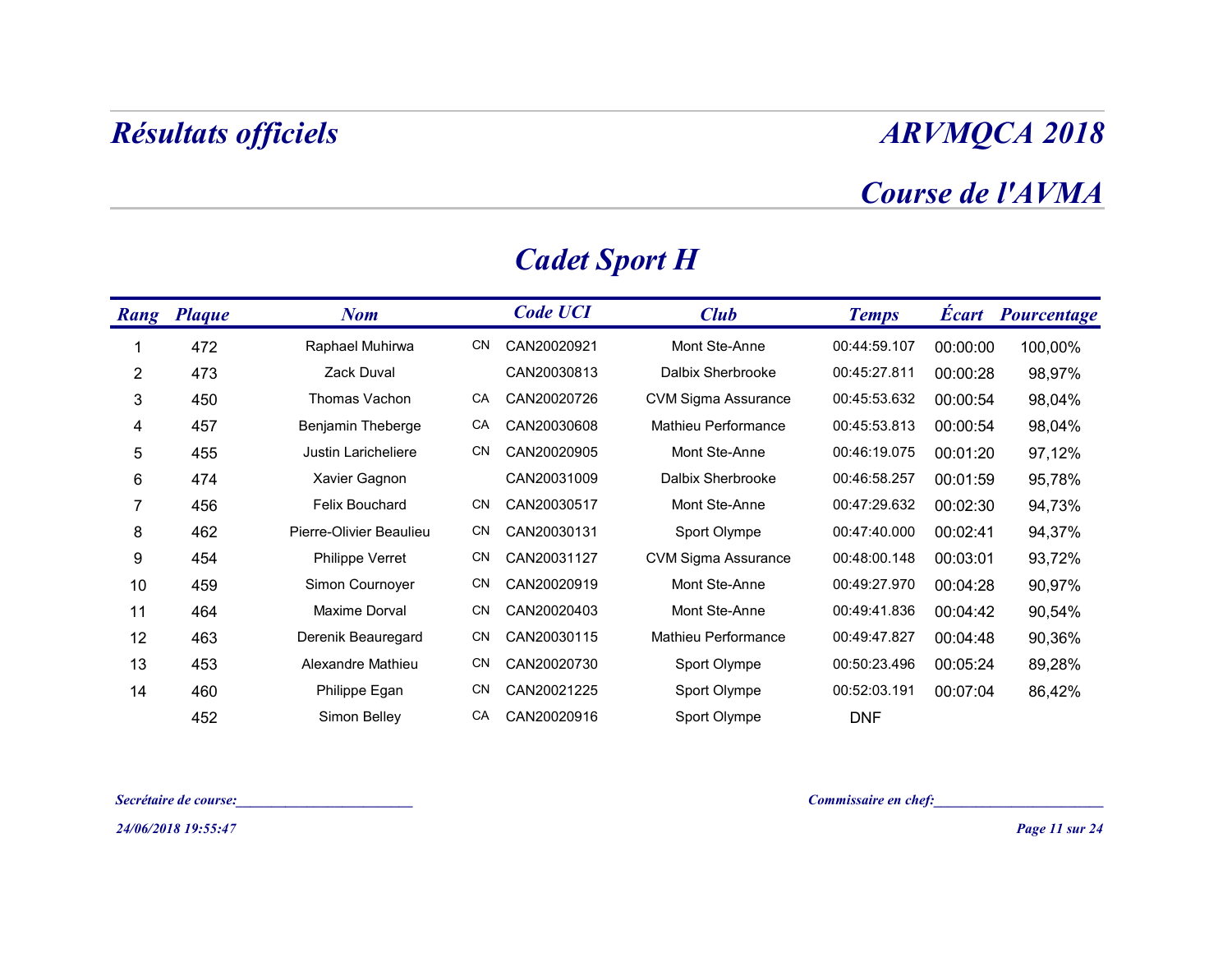# Résultats officiels

## ARVMQCA 2018

## Course de l'AVMA

### Cadet Sport H

| Rang | Plaque | Nom | | Code UCI | Club | Temps | Écart | Pourcentage |
|---|---|---|---|---|---|---|---|---|
| 1 | 472 | Raphael Muhirwa | CN | CAN20020921 | Mont Ste-Anne | 00:44:59.107 | 00:00:00 | 100,00% |
| 2 | 473 | Zack Duval | | CAN20030813 | Dalbix Sherbrooke | 00:45:27.811 | 00:00:28 | 98,97% |
| 3 | 450 | Thomas Vachon | CA | CAN20020726 | CVM Sigma Assurance | 00:45:53.632 | 00:00:54 | 98,04% |
| 4 | 457 | Benjamin Theberge | CA | CAN20030608 | Mathieu Performance | 00:45:53.813 | 00:00:54 | 98,04% |
| 5 | 455 | Justin Laricheliere | CN | CAN20020905 | Mont Ste-Anne | 00:46:19.075 | 00:01:20 | 97,12% |
| 6 | 474 | Xavier Gagnon | | CAN20031009 | Dalbix Sherbrooke | 00:46:58.257 | 00:01:59 | 95,78% |
| 7 | 456 | Felix Bouchard | CN | CAN20030517 | Mont Ste-Anne | 00:47:29.632 | 00:02:30 | 94,73% |
| 8 | 462 | Pierre-Olivier Beaulieu | CN | CAN20030131 | Sport Olympe | 00:47:40.000 | 00:02:41 | 94,37% |
| 9 | 454 | Philippe Verret | CN | CAN20031127 | CVM Sigma Assurance | 00:48:00.148 | 00:03:01 | 93,72% |
| 10 | 459 | Simon Cournoyer | CN | CAN20020919 | Mont Ste-Anne | 00:49:27.970 | 00:04:28 | 90,97% |
| 11 | 464 | Maxime Dorval | CN | CAN20020403 | Mont Ste-Anne | 00:49:41.836 | 00:04:42 | 90,54% |
| 12 | 463 | Derenik Beauregard | CN | CAN20030115 | Mathieu Performance | 00:49:47.827 | 00:04:48 | 90,36% |
| 13 | 453 | Alexandre Mathieu | CN | CAN20020730 | Sport Olympe | 00:50:23.496 | 00:05:24 | 89,28% |
| 14 | 460 | Philippe Egan | CN | CAN20021225 | Sport Olympe | 00:52:03.191 | 00:07:04 | 86,42% |
| | 452 | Simon Belley | CA | CAN20020916 | Sport Olympe | DNF | | |

*Secrétaire de course:________________________*

*Commissaire en chef:________________________*

*24/06/2018 19:55:47*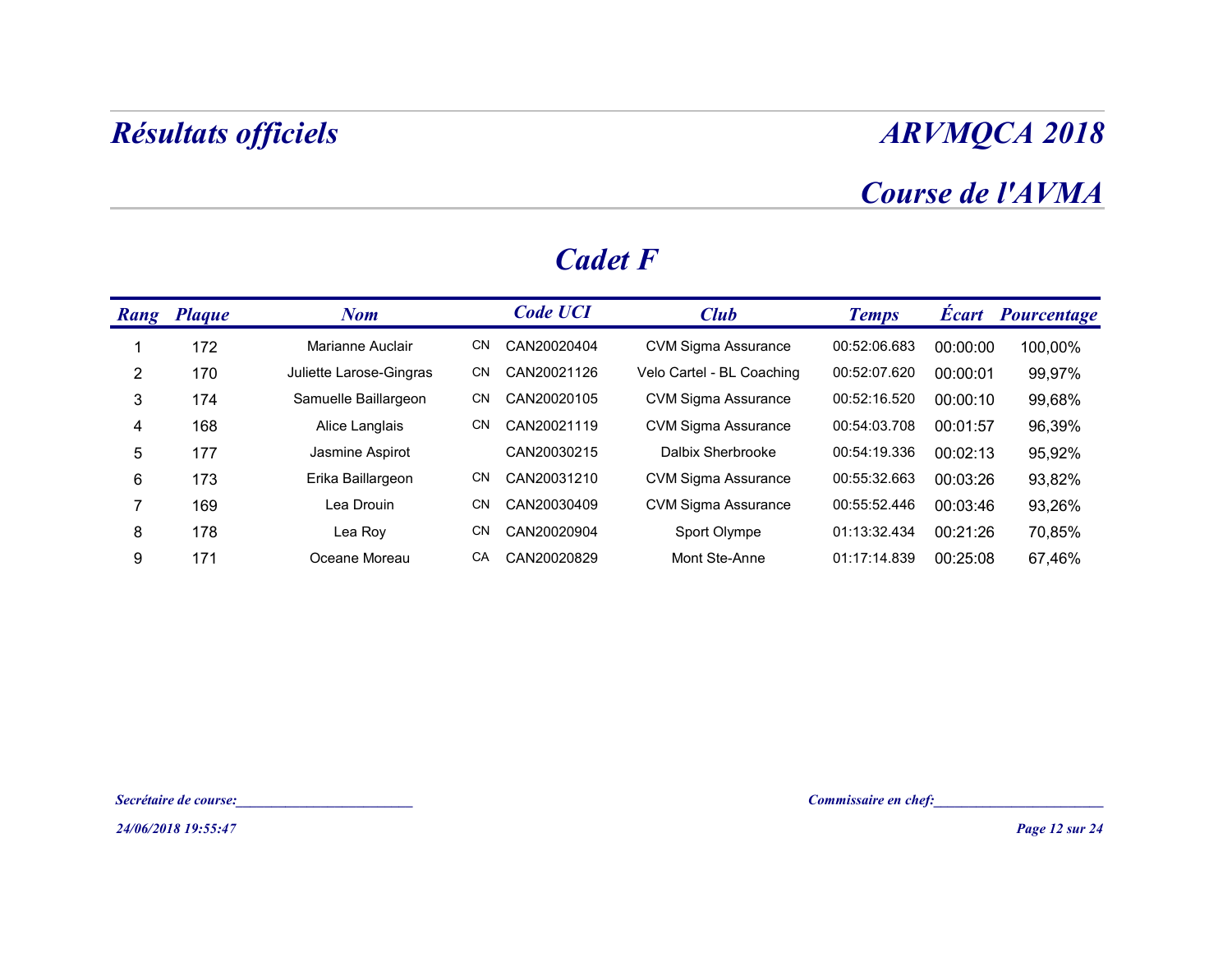# Résultats officiels

# ARVMQCA 2018

## Course de l'AVMA

## Cadet F

| Rang | Plaque | Nom | | Code UCI | Club | Temps | Écart | Pourcentage |
|---|---|---|---|---|---|---|---|---|
| 1 | 172 | Marianne Auclair | CN | CAN20020404 | CVM Sigma Assurance | 00:52:06.683 | 00:00:00 | 100,00% |
| 2 | 170 | Juliette Larose-Gingras | CN | CAN20021126 | Velo Cartel - BL Coaching | 00:52:07.620 | 00:00:01 | 99,97% |
| 3 | 174 | Samuelle Baillargeon | CN | CAN20020105 | CVM Sigma Assurance | 00:52:16.520 | 00:00:10 | 99,68% |
| 4 | 168 | Alice Langlais | CN | CAN20021119 | CVM Sigma Assurance | 00:54:03.708 | 00:01:57 | 96,39% |
| 5 | 177 | Jasmine Aspirot | | CAN20030215 | Dalbix Sherbrooke | 00:54:19.336 | 00:02:13 | 95,92% |
| 6 | 173 | Erika Baillargeon | CN | CAN20031210 | CVM Sigma Assurance | 00:55:32.663 | 00:03:26 | 93,82% |
| 7 | 169 | Lea Drouin | CN | CAN20030409 | CVM Sigma Assurance | 00:55:52.446 | 00:03:46 | 93,26% |
| 8 | 178 | Lea Roy | CN | CAN20020904 | Sport Olympe | 01:13:32.434 | 00:21:26 | 70,85% |
| 9 | 171 | Oceane Moreau | CA | CAN20020829 | Mont Ste-Anne | 01:17:14.839 | 00:25:08 | 67,46% |

*Secrétaire de course:________________________*

*Commissaire en chef:________________________*

*24/06/2018 19:55:47*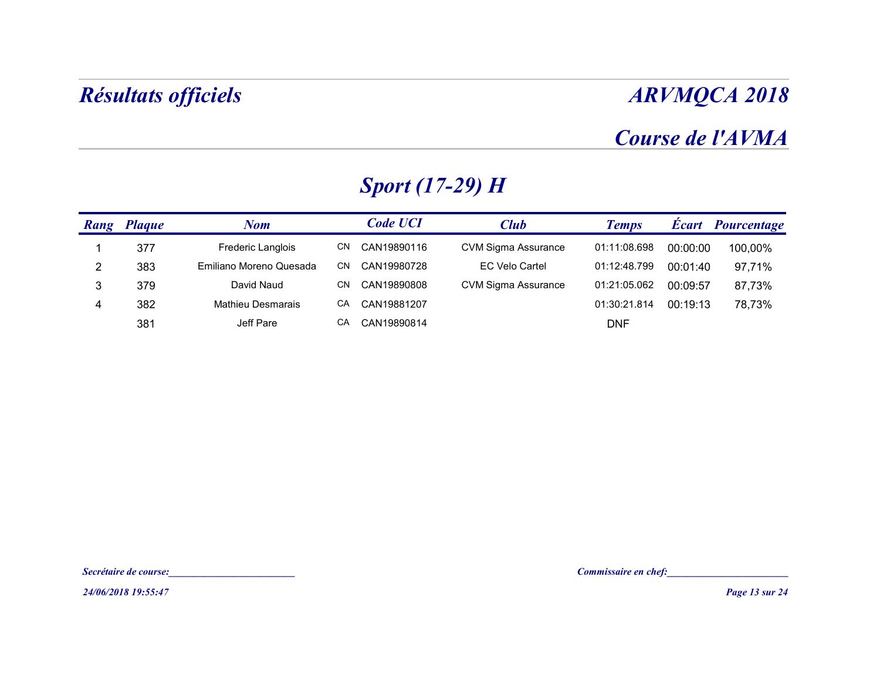# Résultats officiels

# ARVMQCA 2018

## Course de l'AVMA

## Sport (17-29) H

| Rang | Plaque | Nom | | Code UCI | Club | Temps | Écart | Pourcentage |
|---|---|---|---|---|---|---|---|---|
| 1 | 377 | Frederic Langlois | CN | CAN19890116 | CVM Sigma Assurance | 01:11:08.698 | 00:00:00 | 100,00% |
| 2 | 383 | Emiliano Moreno Quesada | CN | CAN19980728 | EC Velo Cartel | 01:12:48.799 | 00:01:40 | 97,71% |
| 3 | 379 | David Naud | CN | CAN19890808 | CVM Sigma Assurance | 01:21:05.062 | 00:09:57 | 87,73% |
| 4 | 382 | Mathieu Desmarais | CA | CAN19881207 | | 01:30:21.814 | 00:19:13 | 78,73% |
| | 381 | Jeff Pare | CA | CAN19890814 | | DNF | | |

*Secrétaire de course:________________________*

*Commissaire en chef:_______________________*

*24/06/2018 19:55:47*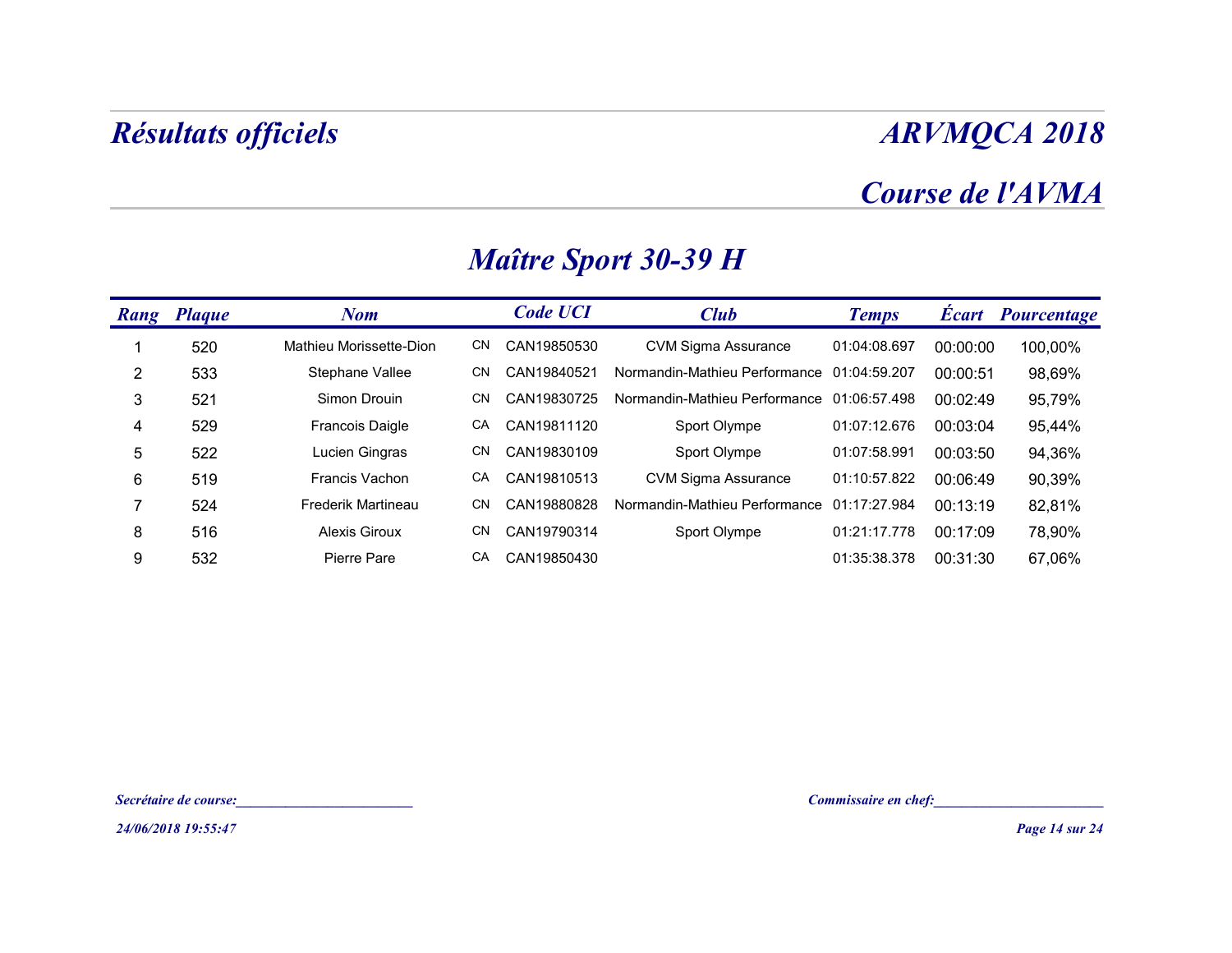# Résultats officiels

## ARVMQCA 2018

## Course de l'AVMA

### Maître Sport 30-39 H

| Rang | Plaque | Nom | | Code UCI | Club | Temps | Écart | Pourcentage |
|---|---|---|---|---|---|---|---|---|
| 1 | 520 | Mathieu Morissette-Dion | CN | CAN19850530 | CVM Sigma Assurance | 01:04:08.697 | 00:00:00 | 100,00% |
| 2 | 533 | Stephane Vallee | CN | CAN19840521 | Normandin-Mathieu Performance | 01:04:59.207 | 00:00:51 | 98,69% |
| 3 | 521 | Simon Drouin | CN | CAN19830725 | Normandin-Mathieu Performance | 01:06:57.498 | 00:02:49 | 95,79% |
| 4 | 529 | Francois Daigle | CA | CAN19811120 | Sport Olympe | 01:07:12.676 | 00:03:04 | 95,44% |
| 5 | 522 | Lucien Gingras | CN | CAN19830109 | Sport Olympe | 01:07:58.991 | 00:03:50 | 94,36% |
| 6 | 519 | Francis Vachon | CA | CAN19810513 | CVM Sigma Assurance | 01:10:57.822 | 00:06:49 | 90,39% |
| 7 | 524 | Frederik Martineau | CN | CAN19880828 | Normandin-Mathieu Performance | 01:17:27.984 | 00:13:19 | 82,81% |
| 8 | 516 | Alexis Giroux | CN | CAN19790314 | Sport Olympe | 01:21:17.778 | 00:17:09 | 78,90% |
| 9 | 532 | Pierre Pare | CA | CAN19850430 | | 01:35:38.378 | 00:31:30 | 67,06% |

*Secrétaire de course:_________________________*

*Commissaire en chef:________________________*

*24/06/2018 19:55:47*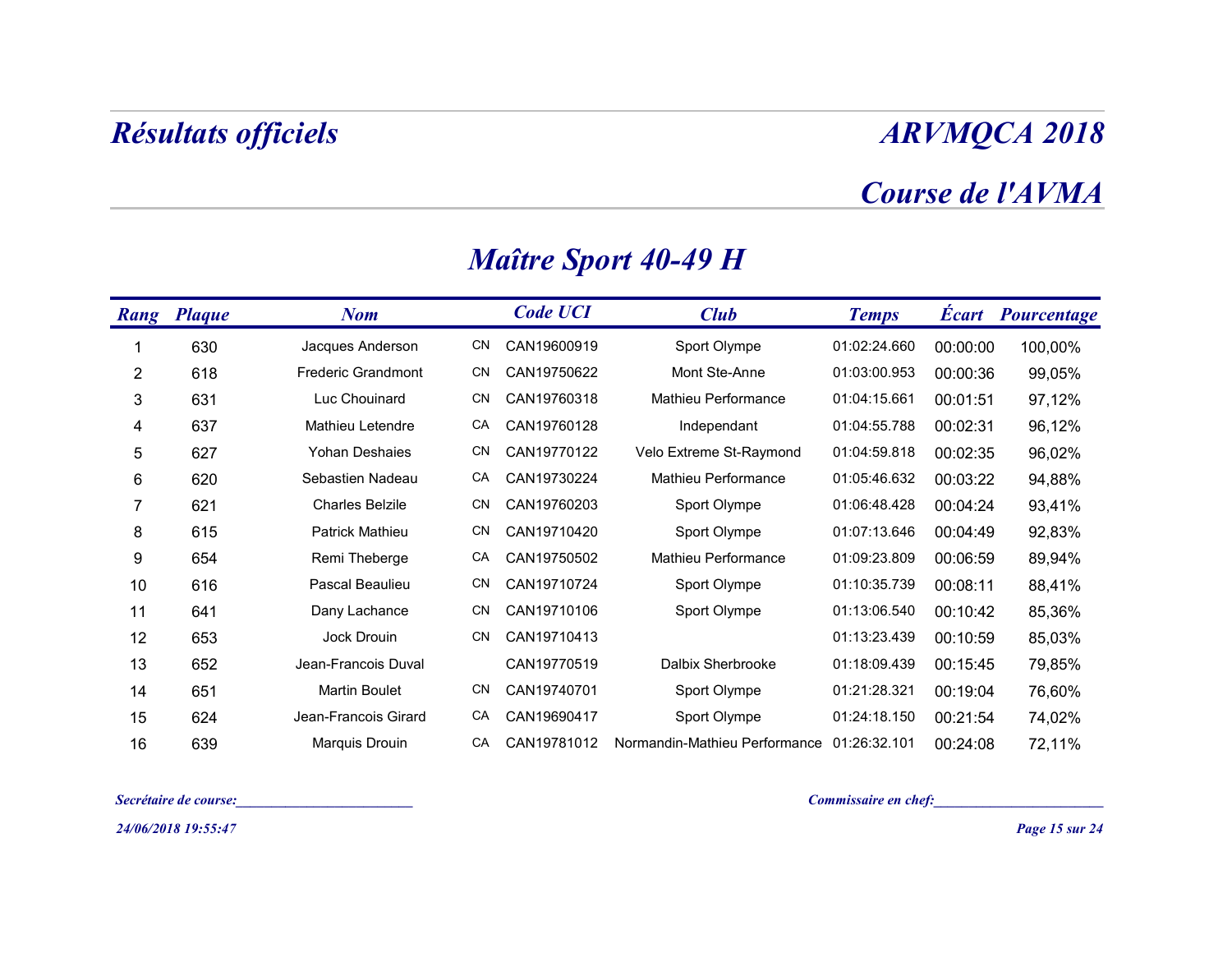# Résultats officiels

# ARVMQCA 2018

## Course de l'AVMA

## Maître Sport 40-49 H

| Rang | Plaque | Nom | | Code UCI | Club | Temps | Écart | Pourcentage |
|---|---|---|---|---|---|---|---|---|
| 1 | 630 | Jacques Anderson | CN | CAN19600919 | Sport Olympe | 01:02:24.660 | 00:00:00 | 100,00% |
| 2 | 618 | Frederic Grandmont | CN | CAN19750622 | Mont Ste-Anne | 01:03:00.953 | 00:00:36 | 99,05% |
| 3 | 631 | Luc Chouinard | CN | CAN19760318 | Mathieu Performance | 01:04:15.661 | 00:01:51 | 97,12% |
| 4 | 637 | Mathieu Letendre | CA | CAN19760128 | Independant | 01:04:55.788 | 00:02:31 | 96,12% |
| 5 | 627 | Yohan Deshaies | CN | CAN19770122 | Velo Extreme St-Raymond | 01:04:59.818 | 00:02:35 | 96,02% |
| 6 | 620 | Sebastien Nadeau | CA | CAN19730224 | Mathieu Performance | 01:05:46.632 | 00:03:22 | 94,88% |
| 7 | 621 | Charles Belzile | CN | CAN19760203 | Sport Olympe | 01:06:48.428 | 00:04:24 | 93,41% |
| 8 | 615 | Patrick Mathieu | CN | CAN19710420 | Sport Olympe | 01:07:13.646 | 00:04:49 | 92,83% |
| 9 | 654 | Remi Theberge | CA | CAN19750502 | Mathieu Performance | 01:09:23.809 | 00:06:59 | 89,94% |
| 10 | 616 | Pascal Beaulieu | CN | CAN19710724 | Sport Olympe | 01:10:35.739 | 00:08:11 | 88,41% |
| 11 | 641 | Dany Lachance | CN | CAN19710106 | Sport Olympe | 01:13:06.540 | 00:10:42 | 85,36% |
| 12 | 653 | Jock Drouin | CN | CAN19710413 | | 01:13:23.439 | 00:10:59 | 85,03% |
| 13 | 652 | Jean-Francois Duval | | CAN19770519 | Dalbix Sherbrooke | 01:18:09.439 | 00:15:45 | 79,85% |
| 14 | 651 | Martin Boulet | CN | CAN19740701 | Sport Olympe | 01:21:28.321 | 00:19:04 | 76,60% |
| 15 | 624 | Jean-Francois Girard | CA | CAN19690417 | Sport Olympe | 01:24:18.150 | 00:21:54 | 74,02% |
| 16 | 639 | Marquis Drouin | CA | CAN19781012 | Normandin-Mathieu Performance | 01:26:32.101 | 00:24:08 | 72,11% |

*Secrétaire de course:________________________*

*Commissaire en chef:________________________*

*24/06/2018 19:55:47*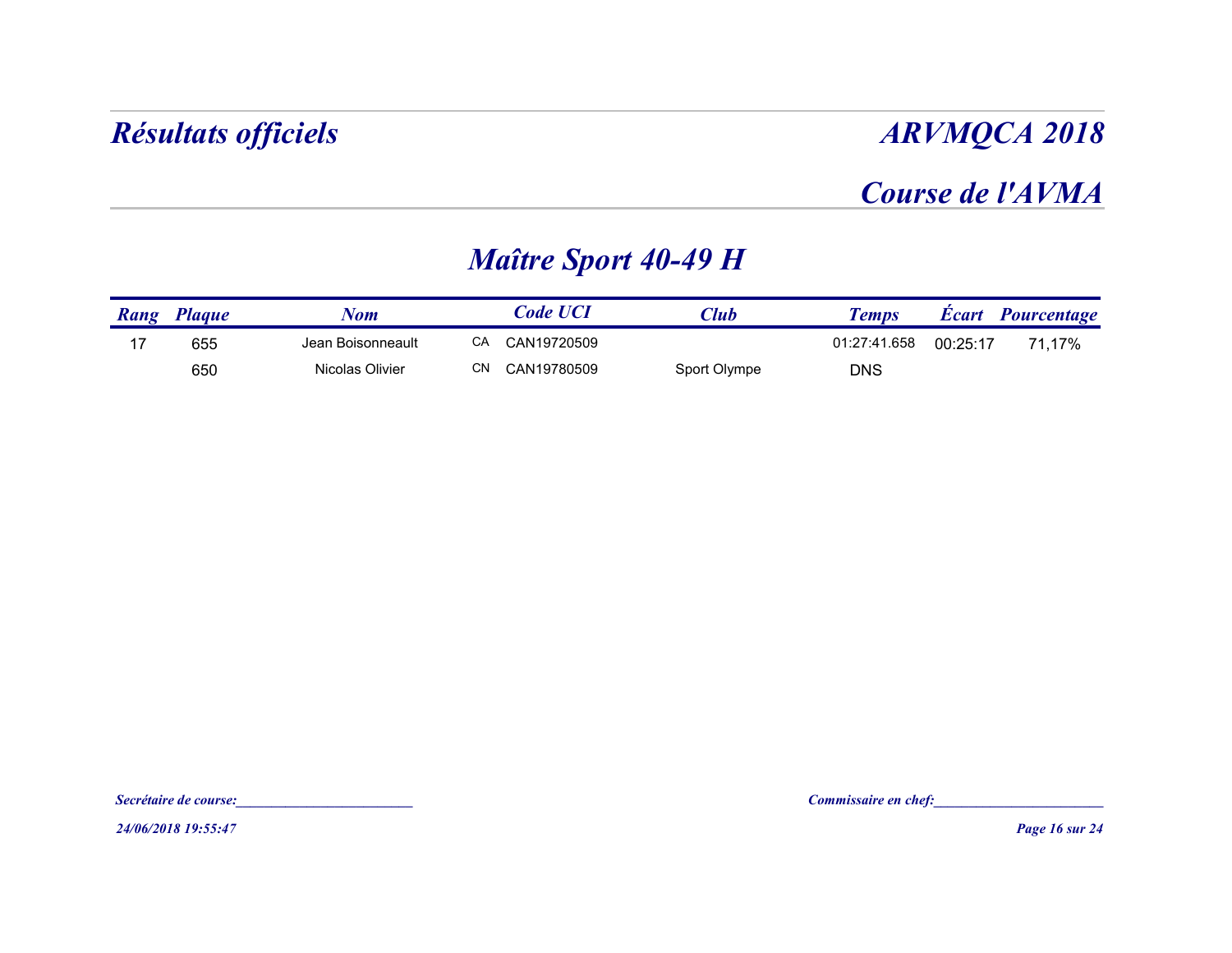# Résultats officiels

# ARVMQCA 2018

## Course de l'AVMA

## Maître Sport 40-49 H

| Rang | Plaque | Nom | | Code UCI | Club | Temps | Écart | Pourcentage |
|---|---|---|---|---|---|---|---|---|
| 17 | 655 | Jean Boisonneault | CA | CAN19720509 | | 01:27:41.658 | 00:25:17 | 71,17% |
| | 650 | Nicolas Olivier | CN | CAN19780509 | Sport Olympe | DNS | | |

*Secrétaire de course:*_________________________

*Commissaire en chef:*________________________

*24/06/2018 19:55:47*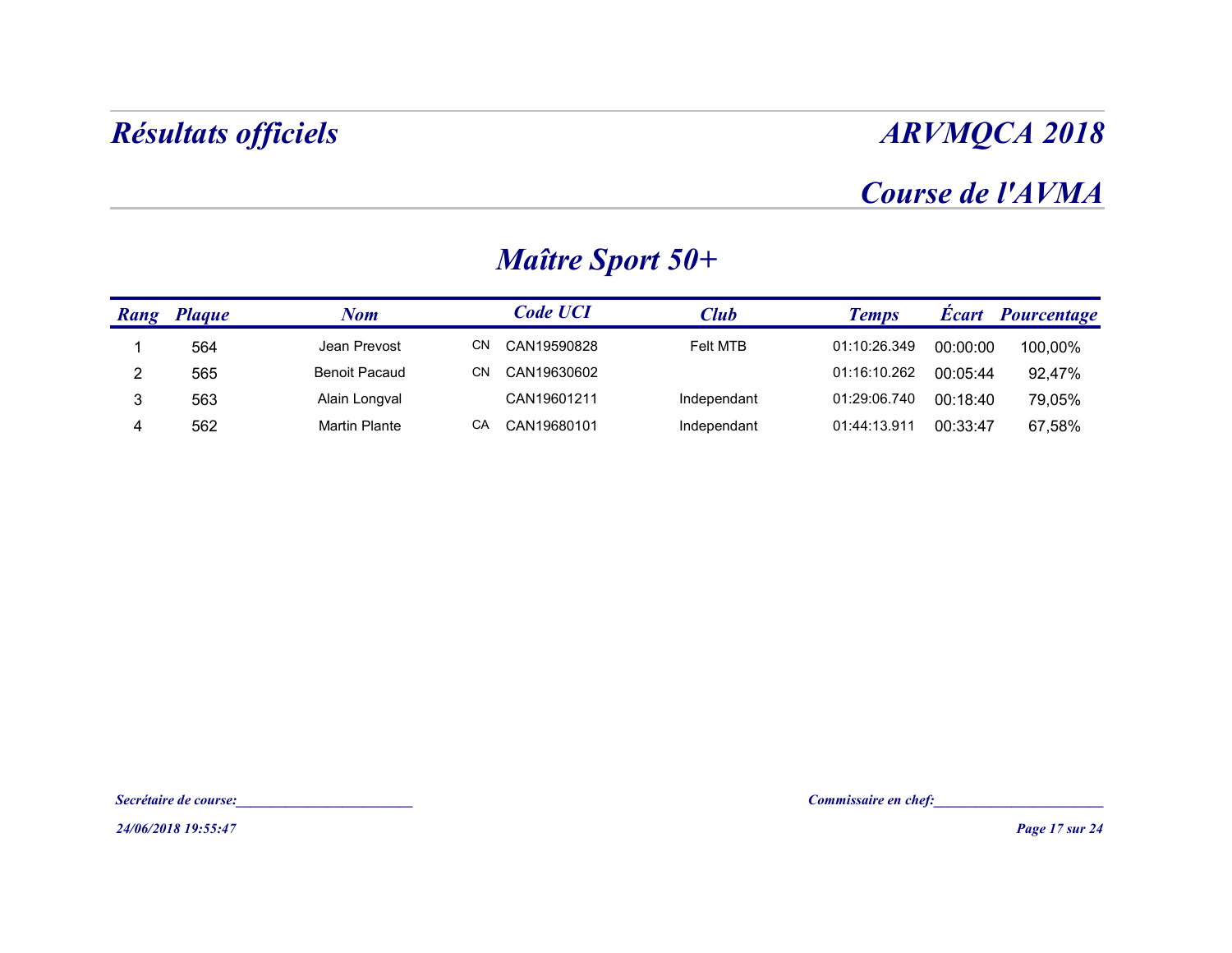# Résultats officiels

# ARVMQCA 2018

## Course de l'AVMA

## Maître Sport 50+

| Rang | Plaque | Nom | | Code UCI | Club | Temps | Écart | Pourcentage |
|---|---|---|---|---|---|---|---|---|
| 1 | 564 | Jean Prevost | CN | CAN19590828 | Felt MTB | 01:10:26.349 | 00:00:00 | 100,00% |
| 2 | 565 | Benoit Pacaud | CN | CAN19630602 | | 01:16:10.262 | 00:05:44 | 92,47% |
| 3 | 563 | Alain Longval | | CAN19601211 | Independant | 01:29:06.740 | 00:18:40 | 79,05% |
| 4 | 562 | Martin Plante | CA | CAN19680101 | Independant | 01:44:13.911 | 00:33:47 | 67,58% |

*Secrétaire de course:________________________*

*Commissaire en chef:______________________*

*24/06/2018 19:55:47*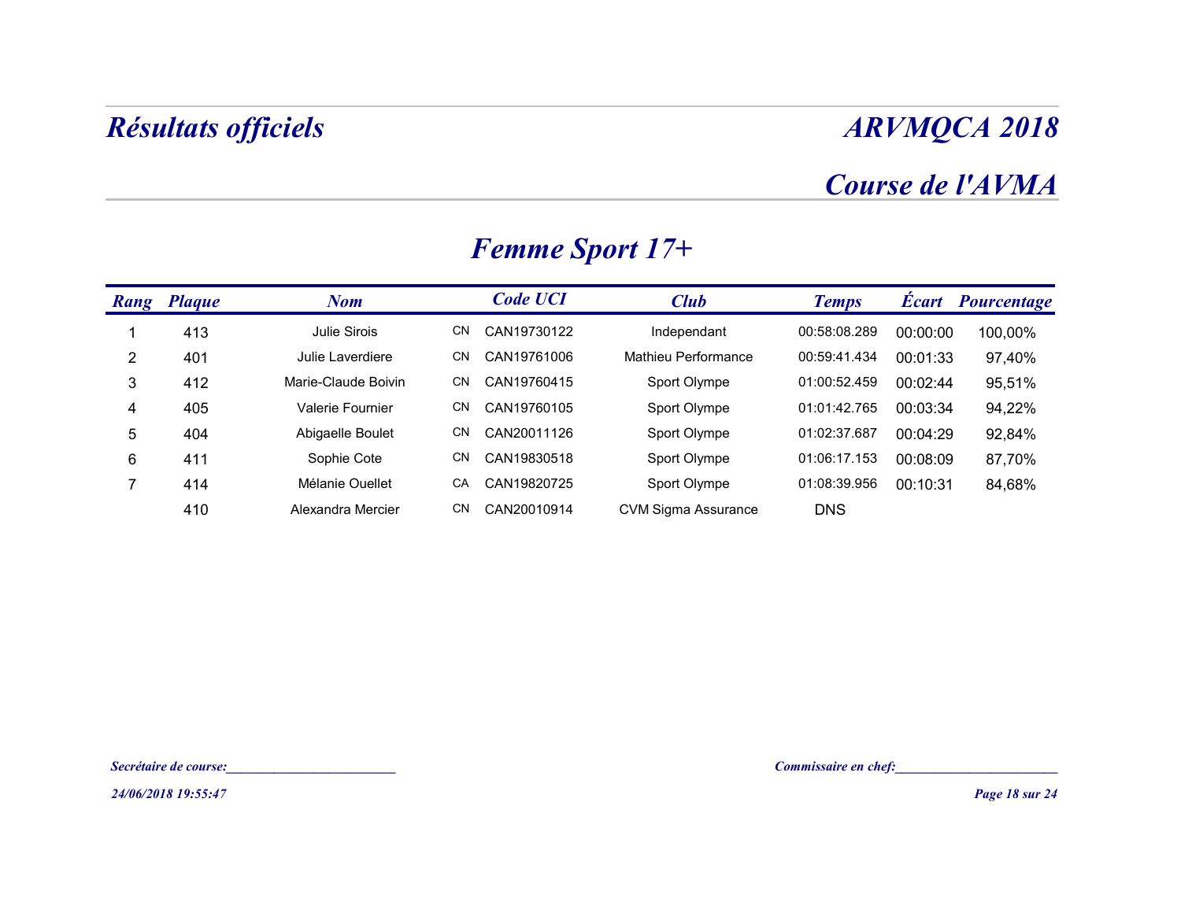# Résultats officiels

## ARVMQCA 2018

## Course de l'AVMA

### Femme Sport 17+

| Rang | Plaque | Nom | | Code UCI | Club | Temps | Écart | Pourcentage |
|---|---|---|---|---|---|---|---|---|
| 1 | 413 | Julie Sirois | CN | CAN19730122 | Independant | 00:58:08.289 | 00:00:00 | 100,00% |
| 2 | 401 | Julie Laverdiere | CN | CAN19761006 | Mathieu Performance | 00:59:41.434 | 00:01:33 | 97,40% |
| 3 | 412 | Marie-Claude Boivin | CN | CAN19760415 | Sport Olympe | 01:00:52.459 | 00:02:44 | 95,51% |
| 4 | 405 | Valerie Fournier | CN | CAN19760105 | Sport Olympe | 01:01:42.765 | 00:03:34 | 94,22% |
| 5 | 404 | Abigaelle Boulet | CN | CAN20011126 | Sport Olympe | 01:02:37.687 | 00:04:29 | 92,84% |
| 6 | 411 | Sophie Cote | CN | CAN19830518 | Sport Olympe | 01:06:17.153 | 00:08:09 | 87,70% |
| 7 | 414 | Mélanie Ouellet | CA | CAN19820725 | Sport Olympe | 01:08:39.956 | 00:10:31 | 84,68% |
| | 410 | Alexandra Mercier | CN | CAN20010914 | CVM Sigma Assurance | DNS | | |

*Secrétaire de course:________________________*

*Commissaire en chef:________________________*

*24/06/2018 19:55:47*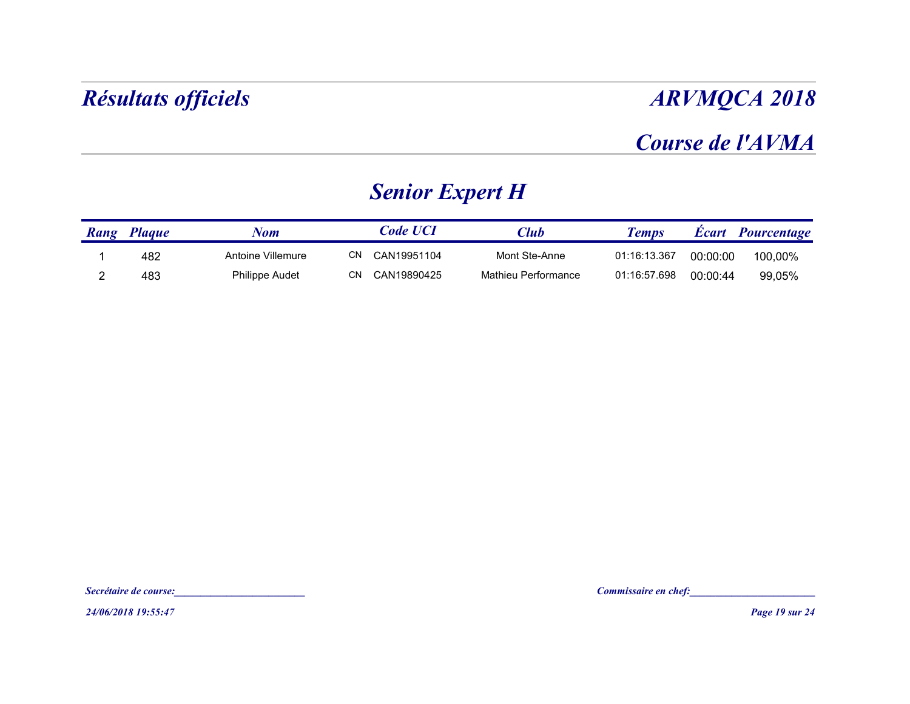# Résultats officiels

# ARVMQCA 2018

## Course de l'AVMA

## Senior Expert H

| Rang | Plaque | Nom | | Code UCI | Club | Temps | Écart | Pourcentage |
|---|---|---|---|---|---|---|---|---|
| 1 | 482 | Antoine Villemure | CN | CAN19951104 | Mont Ste-Anne | 01:16:13.367 | 00:00:00 | 100,00% |
| 2 | 483 | Philippe Audet | CN | CAN19890425 | Mathieu Performance | 01:16:57.698 | 00:00:44 | 99,05% |

*Secrétaire de course:________________________*

*Commissaire en chef:_______________________*

*24/06/2018 19:55:47*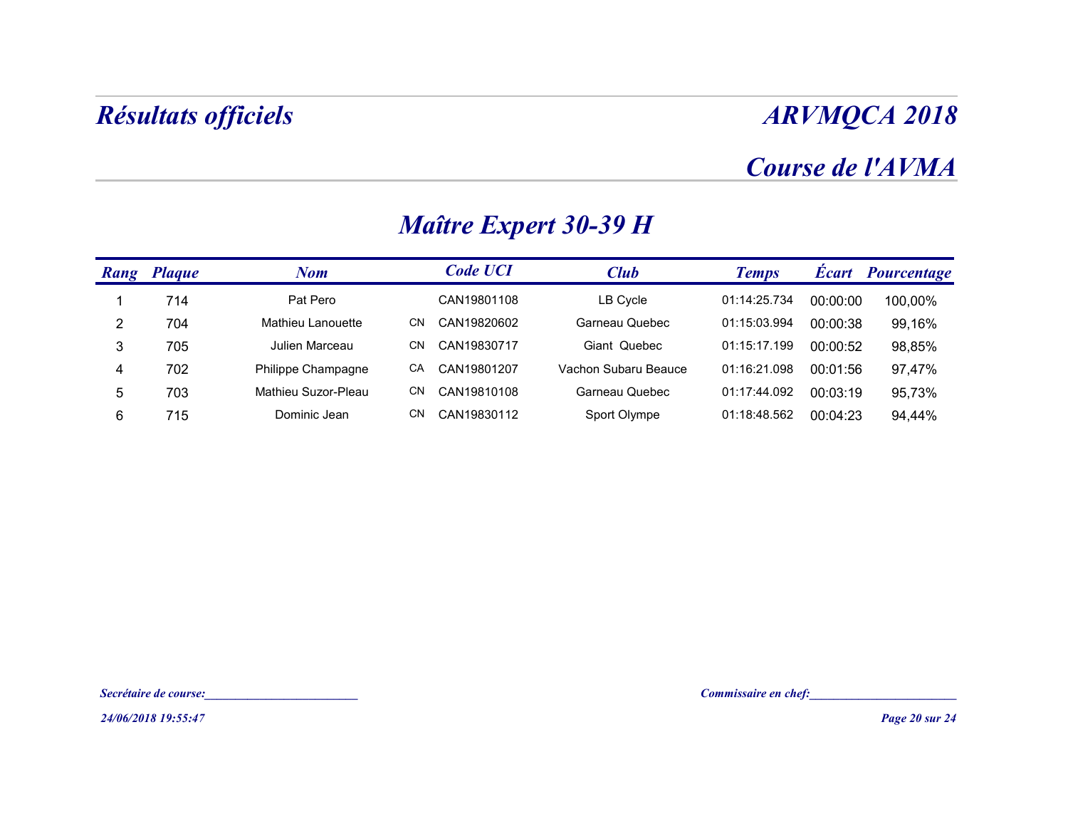# *Résultats officiels*

# *ARVMQCA 2018*

## *Course de l'AVMA*

## *Maître Expert 30-39 H*

| Rang | Plaque | Nom | | Code UCI | Club | Temps | Écart | Pourcentage |
|---|---|---|---|---|---|---|---|---|
| 1 | 714 | Pat Pero | | CAN19801108 | LB Cycle | 01:14:25.734 | 00:00:00 | 100,00% |
| 2 | 704 | Mathieu Lanouette | CN | CAN19820602 | Garneau Quebec | 01:15:03.994 | 00:00:38 | 99,16% |
| 3 | 705 | Julien Marceau | CN | CAN19830717 | Giant Quebec | 01:15:17.199 | 00:00:52 | 98,85% |
| 4 | 702 | Philippe Champagne | CA | CAN19801207 | Vachon Subaru Beauce | 01:16:21.098 | 00:01:56 | 97,47% |
| 5 | 703 | Mathieu Suzor-Pleau | CN | CAN19810108 | Garneau Quebec | 01:17:44.092 | 00:03:19 | 95,73% |
| 6 | 715 | Dominic Jean | CN | CAN19830112 | Sport Olympe | 01:18:48.562 | 00:04:23 | 94,44% |

*Secrétaire de course:________________________*

*Commissaire en chef:_______________________*

*24/06/2018 19:55:47*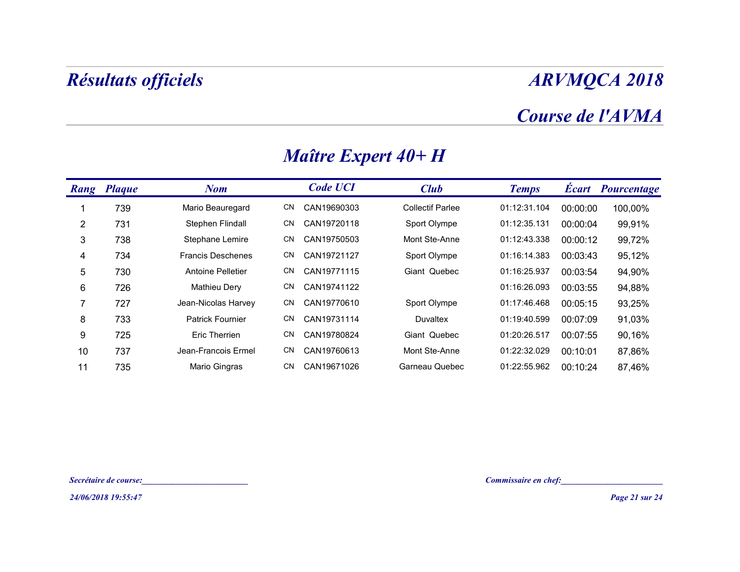# Résultats officiels

# ARVMQCA 2018

## Course de l'AVMA

### Maître Expert 40+ H

| Rang | Plaque | Nom | Code UCI | | Club | Temps | Écart | Pourcentage |
|---|---|---|---|---|---|---|---|---|
| 1 | 739 | Mario Beauregard | CN | CAN19690303 | Collectif Parlee | 01:12:31.104 | 00:00:00 | 100,00% |
| 2 | 731 | Stephen Flindall | CN | CAN19720118 | Sport Olympe | 01:12:35.131 | 00:00:04 | 99,91% |
| 3 | 738 | Stephane Lemire | CN | CAN19750503 | Mont Ste-Anne | 01:12:43.338 | 00:00:12 | 99,72% |
| 4 | 734 | Francis Deschenes | CN | CAN19721127 | Sport Olympe | 01:16:14.383 | 00:03:43 | 95,12% |
| 5 | 730 | Antoine Pelletier | CN | CAN19771115 | Giant Quebec | 01:16:25.937 | 00:03:54 | 94,90% |
| 6 | 726 | Mathieu Dery | CN | CAN19741122 | | 01:16:26.093 | 00:03:55 | 94,88% |
| 7 | 727 | Jean-Nicolas Harvey | CN | CAN19770610 | Sport Olympe | 01:17:46.468 | 00:05:15 | 93,25% |
| 8 | 733 | Patrick Fournier | CN | CAN19731114 | Duvaltex | 01:19:40.599 | 00:07:09 | 91,03% |
| 9 | 725 | Eric Therrien | CN | CAN19780824 | Giant Quebec | 01:20:26.517 | 00:07:55 | 90,16% |
| 10 | 737 | Jean-Francois Ermel | CN | CAN19760613 | Mont Ste-Anne | 01:22:32.029 | 00:10:01 | 87,86% |
| 11 | 735 | Mario Gingras | CN | CAN19671026 | Garneau Quebec | 01:22:55.962 | 00:10:24 | 87,46% |

*Secrétaire de course:________________________*

*Commissaire en chef:________________________*

*24/06/2018 19:55:47*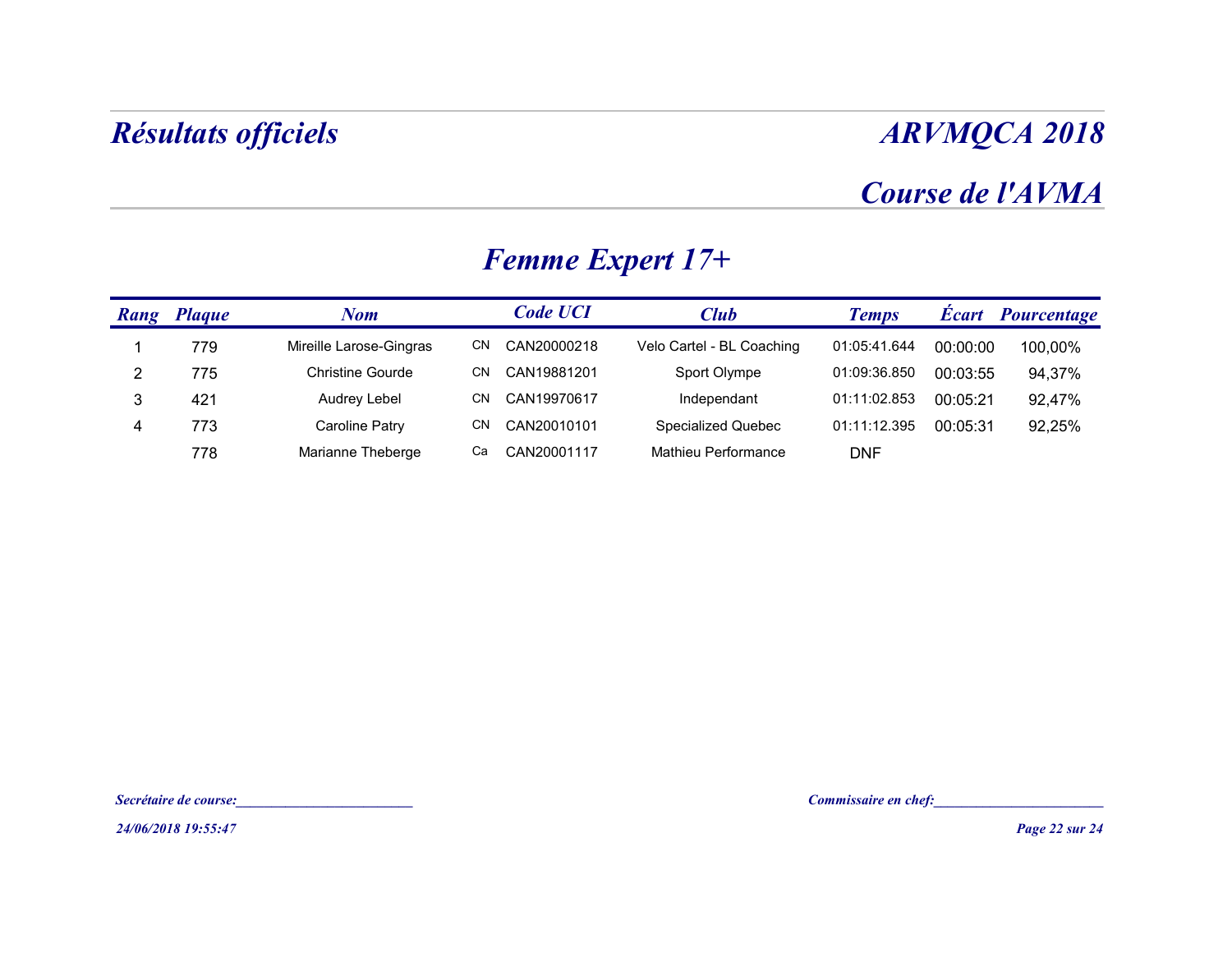# *Résultats officiels*

# *ARVMQCA 2018*

## *Course de l'AVMA*

## *Femme Expert 17+*

| Rang | Plaque | Nom | | Code UCI | Club | Temps | Écart | Pourcentage |
|---|---|---|---|---|---|---|---|---|
| 1 | 779 | Mireille Larose-Gingras | CN | CAN20000218 | Velo Cartel - BL Coaching | 01:05:41.644 | 00:00:00 | 100,00% |
| 2 | 775 | Christine Gourde | CN | CAN19881201 | Sport Olympe | 01:09:36.850 | 00:03:55 | 94,37% |
| 3 | 421 | Audrey Lebel | CN | CAN19970617 | Independant | 01:11:02.853 | 00:05:21 | 92,47% |
| 4 | 773 | Caroline Patry | CN | CAN20010101 | Specialized Quebec | 01:11:12.395 | 00:05:31 | 92,25% |
| | 778 | Marianne Theberge | Ca | CAN20001117 | Mathieu Performance | DNF | | |

*Secrétaire de course:________________________*

*Commissaire en chef:________________________*

*24/06/2018 19:55:47*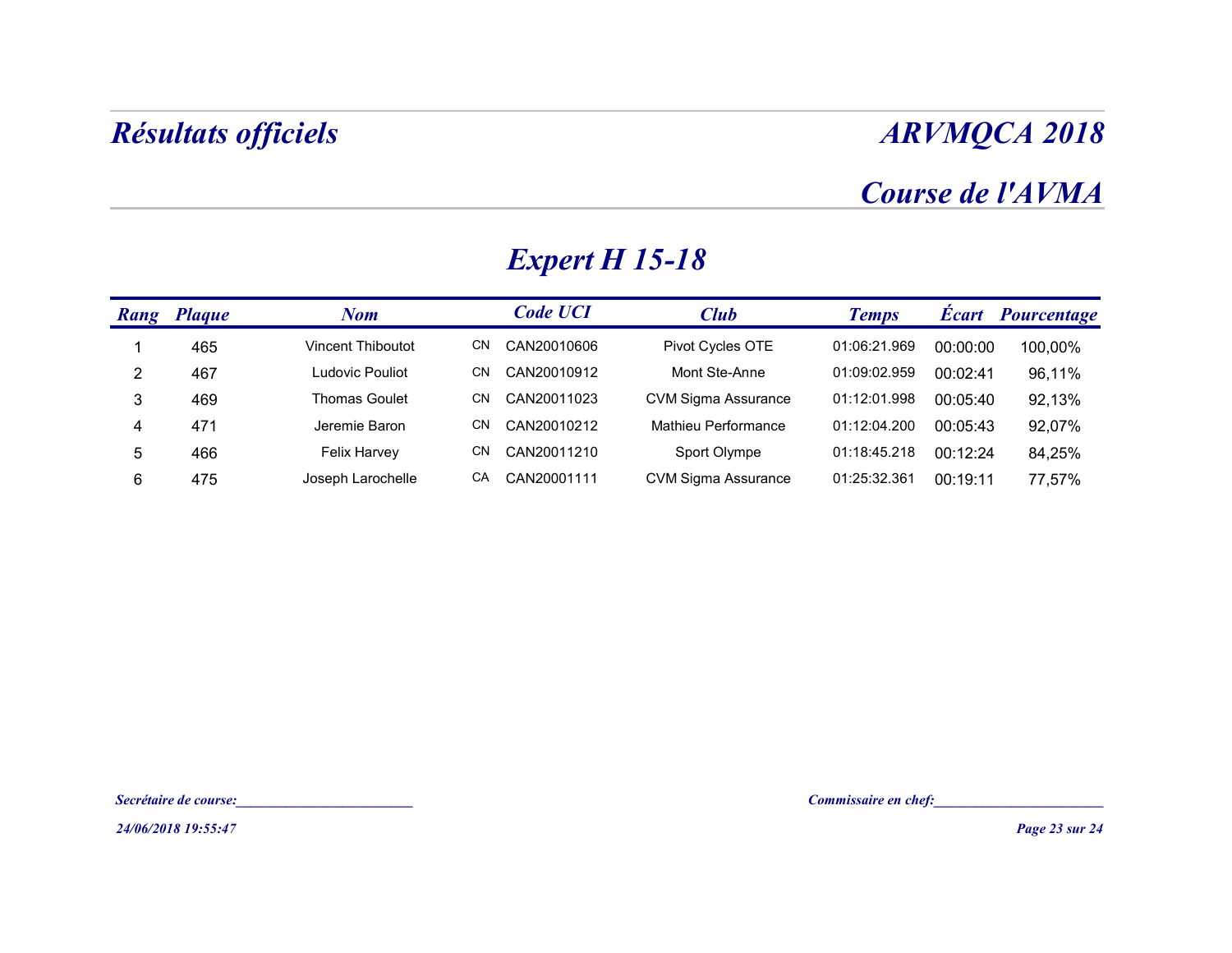# Résultats officiels

# ARVMQCA 2018

## Course de l'AVMA

### Expert H 15-18

| Rang | Plaque | Nom | | Code UCI | Club | Temps | Écart | Pourcentage |
|---|---|---|---|---|---|---|---|---|
| 1 | 465 | Vincent Thiboutot | CN | CAN20010606 | Pivot Cycles OTE | 01:06:21.969 | 00:00:00 | 100,00% |
| 2 | 467 | Ludovic Pouliot | CN | CAN20010912 | Mont Ste-Anne | 01:09:02.959 | 00:02:41 | 96,11% |
| 3 | 469 | Thomas Goulet | CN | CAN20011023 | CVM Sigma Assurance | 01:12:01.998 | 00:05:40 | 92,13% |
| 4 | 471 | Jeremie Baron | CN | CAN20010212 | Mathieu Performance | 01:12:04.200 | 00:05:43 | 92,07% |
| 5 | 466 | Felix Harvey | CN | CAN20011210 | Sport Olympe | 01:18:45.218 | 00:12:24 | 84,25% |
| 6 | 475 | Joseph Larochelle | CA | CAN20001111 | CVM Sigma Assurance | 01:25:32.361 | 00:19:11 | 77,57% |

*Secrétaire de course:________________________*

*Commissaire en chef:_______________________*

*24/06/2018 19:55:47*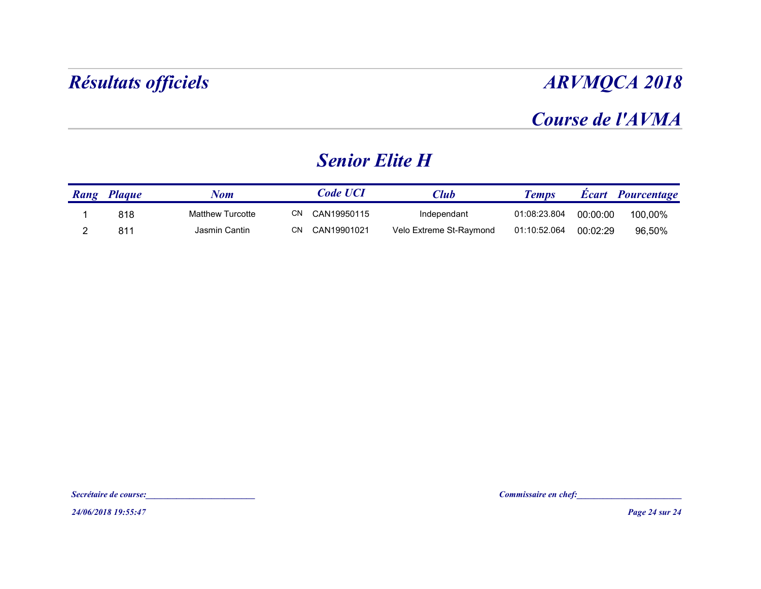# Résultats officiels

# ARVMQCA 2018

## Course de l'AVMA

## Senior Elite H

| Rang | Plaque | Nom | | Code UCI | Club | Temps | Écart | Pourcentage |
|---|---|---|---|---|---|---|---|---|
| 1 | 818 | Matthew Turcotte | CN | CAN19950115 | Independant | 01:08:23.804 | 00:00:00 | 100,00% |
| 2 | 811 | Jasmin Cantin | CN | CAN19901021 | Velo Extreme St-Raymond | 01:10:52.064 | 00:02:29 | 96,50% |

*Secrétaire de course:_________________________*

*Commissaire en chef:________________________*

*24/06/2018 19:55:47*